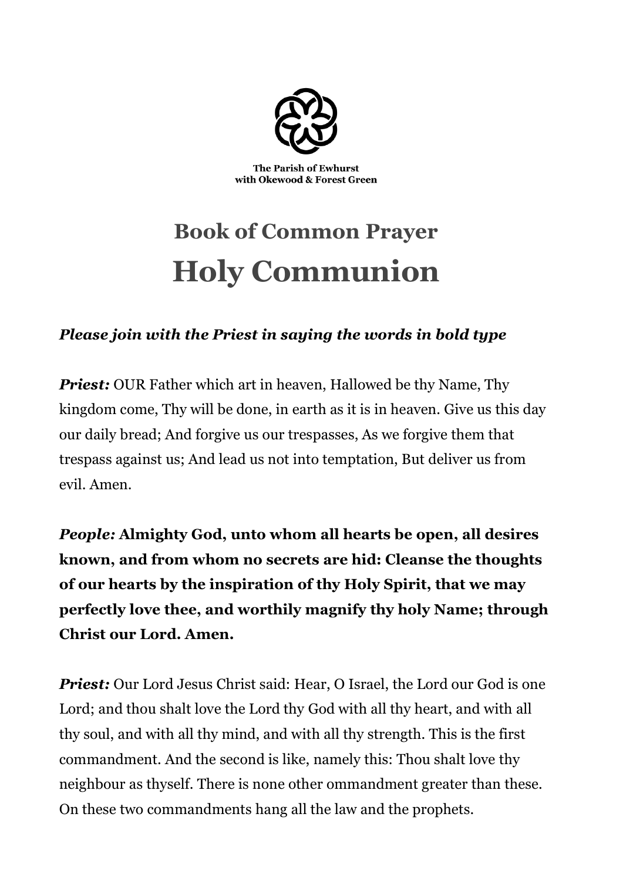The Parish of Ewhurst
with Okewood & Forest Green

# Book of Common Prayer

# Holy Communion

***Please join with the Priest in saying the words in bold type***

***Priest:*** OUR Father which art in heaven, Hallowed be thy Name, Thy kingdom come, Thy will be done, in earth as it is in heaven. Give us this day our daily bread; And forgive us our trespasses, As we forgive them that trespass against us; And lead us not into temptation, But deliver us from evil. Amen.

***People:*** **Almighty God, unto whom all hearts be open, all desires known, and from whom no secrets are hid: Cleanse the thoughts of our hearts by the inspiration of thy Holy Spirit, that we may perfectly love thee, and worthily magnify thy holy Name; through Christ our Lord. Amen.**

***Priest:*** Our Lord Jesus Christ said: Hear, O Israel, the Lord our God is one Lord; and thou shalt love the Lord thy God with all thy heart, and with all thy soul, and with all thy mind, and with all thy strength. This is the first commandment. And the second is like, namely this: Thou shalt love thy neighbour as thyself. There is none other ommandment greater than these. On these two commandments hang all the law and the prophets.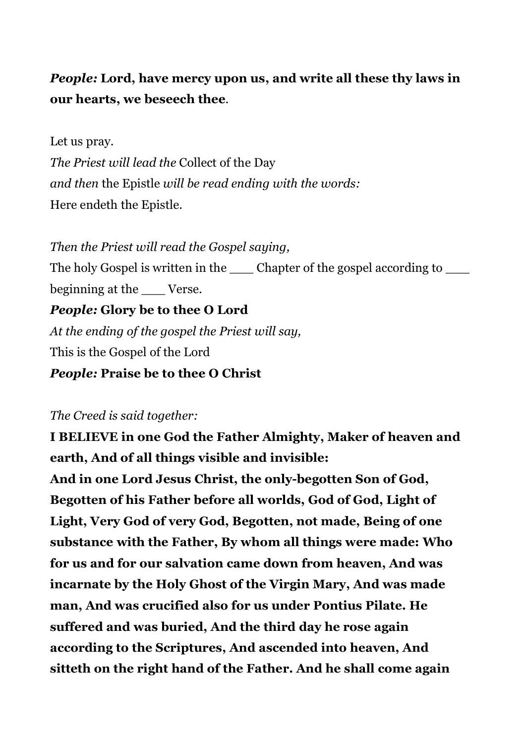***People:*** **Lord, have mercy upon us, and write all these thy laws in our hearts, we beseech thee**.

Let us pray.
*The Priest will lead the* Collect of the Day
*and then* the Epistle *will be read ending with the words:*
Here endeth the Epistle.

*Then the Priest will read the Gospel saying,*
The holy Gospel is written in the ___ Chapter of the gospel according to ___ beginning at the ___ Verse.
***People:*** **Glory be to thee O Lord**
*At the ending of the gospel the Priest will say,*
This is the Gospel of the Lord
***People:*** **Praise be to thee O Christ**

*The Creed is said together:*
**I BELIEVE in one God the Father Almighty, Maker of heaven and earth, And of all things visible and invisible:**
**And in one Lord Jesus Christ, the only-begotten Son of God, Begotten of his Father before all worlds, God of God, Light of Light, Very God of very God, Begotten, not made, Being of one substance with the Father, By whom all things were made: Who for us and for our salvation came down from heaven, And was incarnate by the Holy Ghost of the Virgin Mary, And was made man, And was crucified also for us under Pontius Pilate. He suffered and was buried, And the third day he rose again according to the Scriptures, And ascended into heaven, And sitteth on the right hand of the Father. And he shall come again**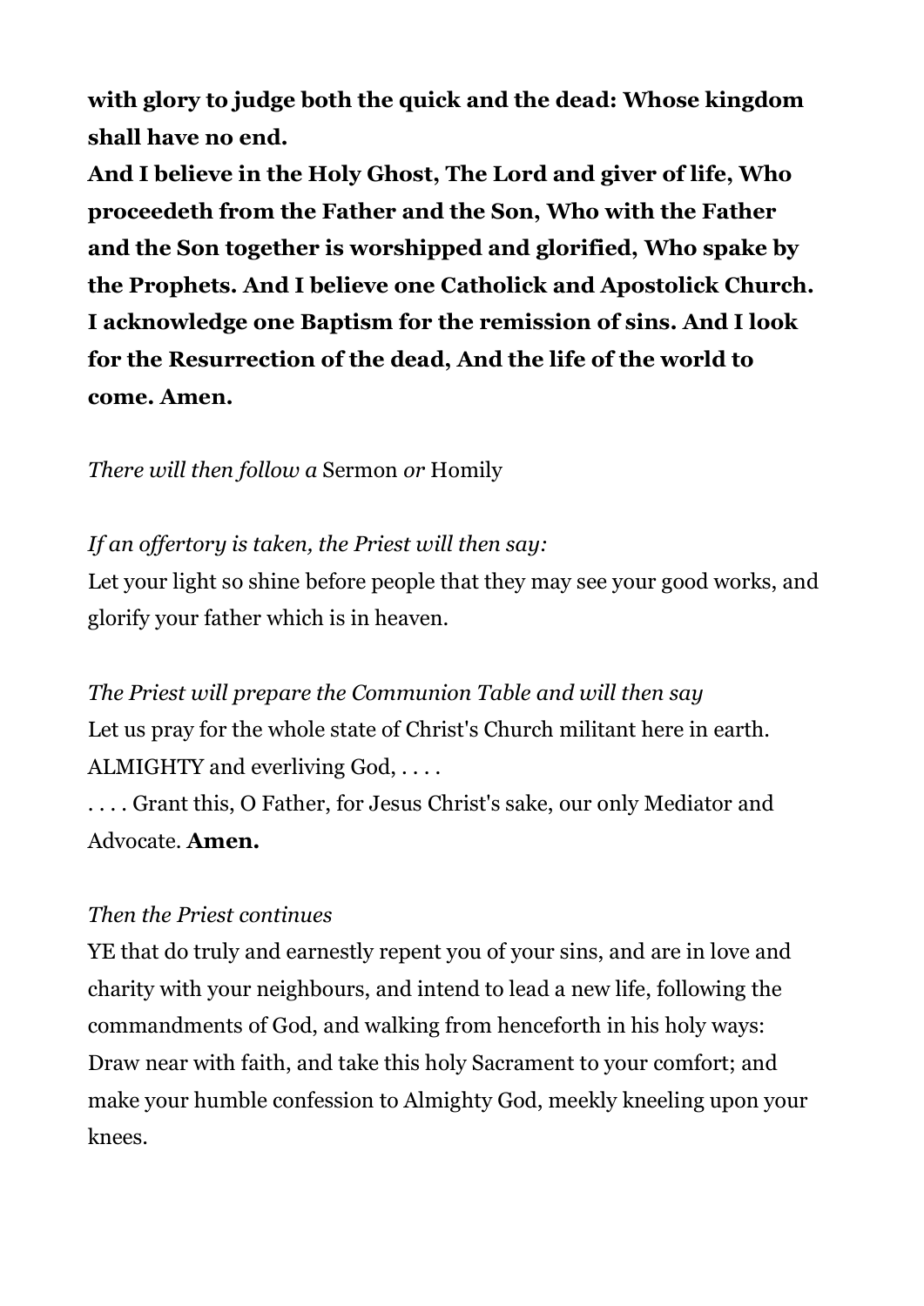**with glory to judge both the quick and the dead: Whose kingdom shall have no end.**
**And I believe in the Holy Ghost, The Lord and giver of life, Who proceedeth from the Father and the Son, Who with the Father and the Son together is worshipped and glorified, Who spake by the Prophets. And I believe one Catholick and Apostolick Church. I acknowledge one Baptism for the remission of sins. And I look for the Resurrection of the dead, And the life of the world to come. Amen.**

*There will then follow a* Sermon *or* Homily

*If an offertory is taken, the Priest will then say:*
Let your light so shine before people that they may see your good works, and glorify your father which is in heaven.

*The Priest will prepare the Communion Table and will then say*
Let us pray for the whole state of Christ's Church militant here in earth.
ALMIGHTY and everliving God, . . . .
. . . . Grant this, O Father, for Jesus Christ's sake, our only Mediator and Advocate. **Amen.**

*Then the Priest continues*
YE that do truly and earnestly repent you of your sins, and are in love and charity with your neighbours, and intend to lead a new life, following the commandments of God, and walking from henceforth in his holy ways: Draw near with faith, and take this holy Sacrament to your comfort; and make your humble confession to Almighty God, meekly kneeling upon your knees.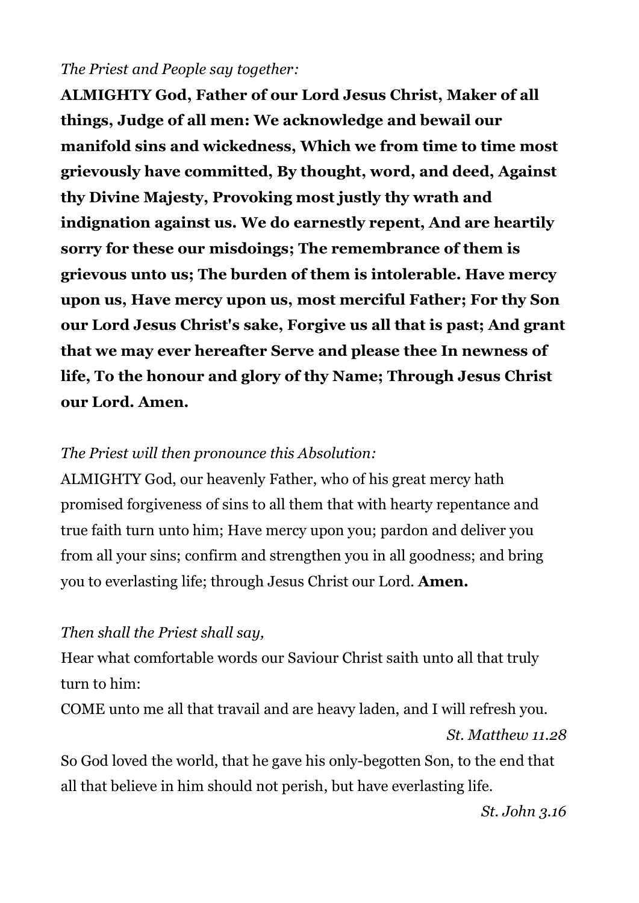*The Priest and People say together:*

**ALMIGHTY God, Father of our Lord Jesus Christ, Maker of all things, Judge of all men: We acknowledge and bewail our manifold sins and wickedness, Which we from time to time most grievously have committed, By thought, word, and deed, Against thy Divine Majesty, Provoking most justly thy wrath and indignation against us. We do earnestly repent, And are heartily sorry for these our misdoings; The remembrance of them is grievous unto us; The burden of them is intolerable. Have mercy upon us, Have mercy upon us, most merciful Father; For thy Son our Lord Jesus Christ's sake, Forgive us all that is past; And grant that we may ever hereafter Serve and please thee In newness of life, To the honour and glory of thy Name; Through Jesus Christ our Lord. Amen.**

*The Priest will then pronounce this Absolution:*

ALMIGHTY God, our heavenly Father, who of his great mercy hath promised forgiveness of sins to all them that with hearty repentance and true faith turn unto him; Have mercy upon you; pardon and deliver you from all your sins; confirm and strengthen you in all goodness; and bring you to everlasting life; through Jesus Christ our Lord. **Amen.**

*Then shall the Priest shall say,*

Hear what comfortable words our Saviour Christ saith unto all that truly turn to him:

COME unto me all that travail and are heavy laden, and I will refresh you.

*St. Matthew 11.28*

So God loved the world, that he gave his only-begotten Son, to the end that all that believe in him should not perish, but have everlasting life.

*St. John 3.16*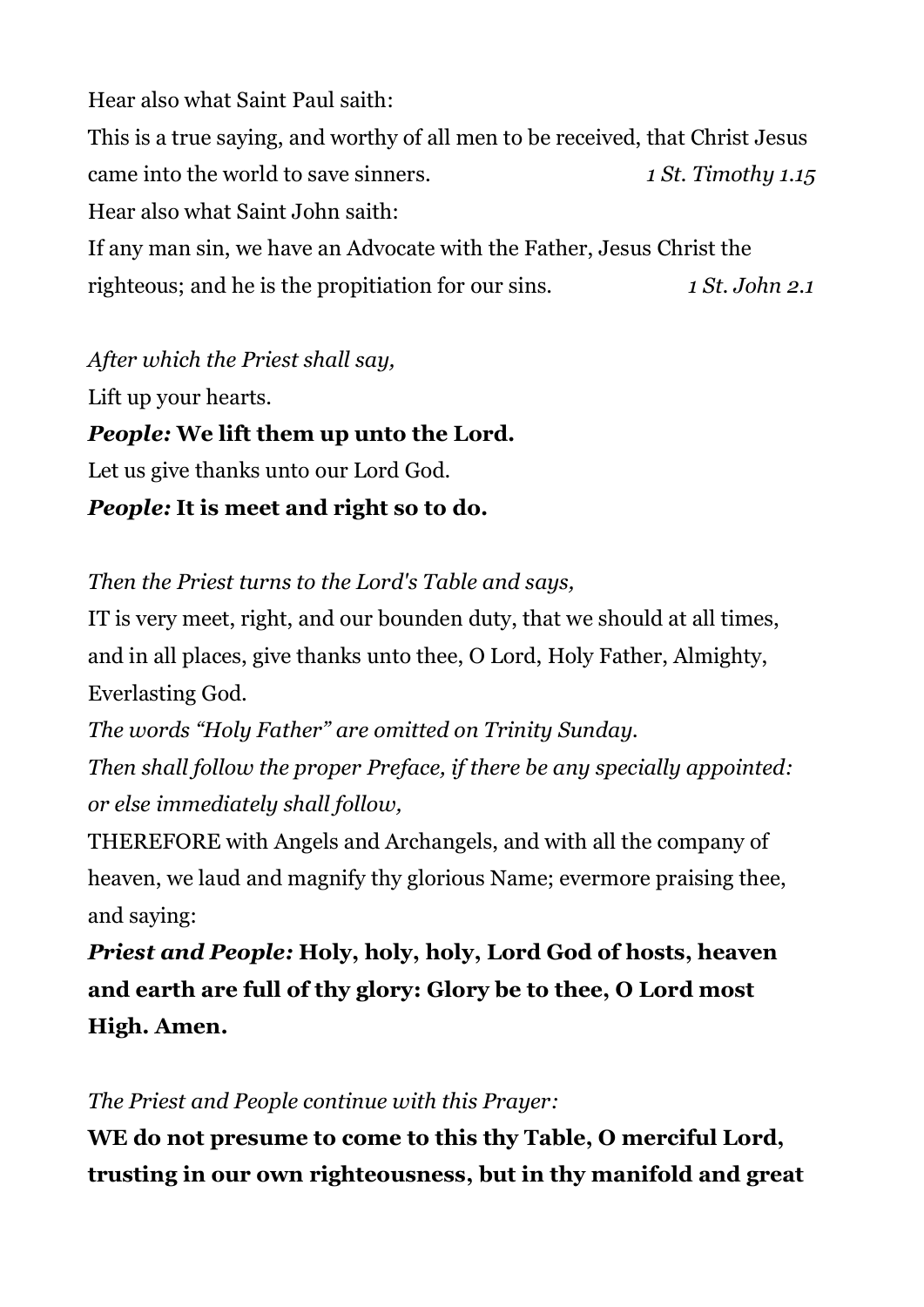Hear also what Saint Paul saith:

This is a true saying, and worthy of all men to be received, that Christ Jesus came into the world to save sinners. *1 St. Timothy 1.15*

Hear also what Saint John saith:

If any man sin, we have an Advocate with the Father, Jesus Christ the righteous; and he is the propitiation for our sins. *1 St. John 2.1*

*After which the Priest shall say,*

Lift up your hearts.

***People:*** **We lift them up unto the Lord.**

Let us give thanks unto our Lord God.

***People:*** **It is meet and right so to do.**

*Then the Priest turns to the Lord's Table and says,*

IT is very meet, right, and our bounden duty, that we should at all times, and in all places, give thanks unto thee, O Lord, Holy Father, Almighty, Everlasting God.

*The words "Holy Father" are omitted on Trinity Sunday.*

*Then shall follow the proper Preface, if there be any specially appointed: or else immediately shall follow,*

THEREFORE with Angels and Archangels, and with all the company of heaven, we laud and magnify thy glorious Name; evermore praising thee, and saying:

***Priest and People:*** **Holy, holy, holy, Lord God of hosts, heaven and earth are full of thy glory: Glory be to thee, O Lord most High. Amen.**

*The Priest and People continue with this Prayer:*

**WE do not presume to come to this thy Table, O merciful Lord, trusting in our own righteousness, but in thy manifold and great**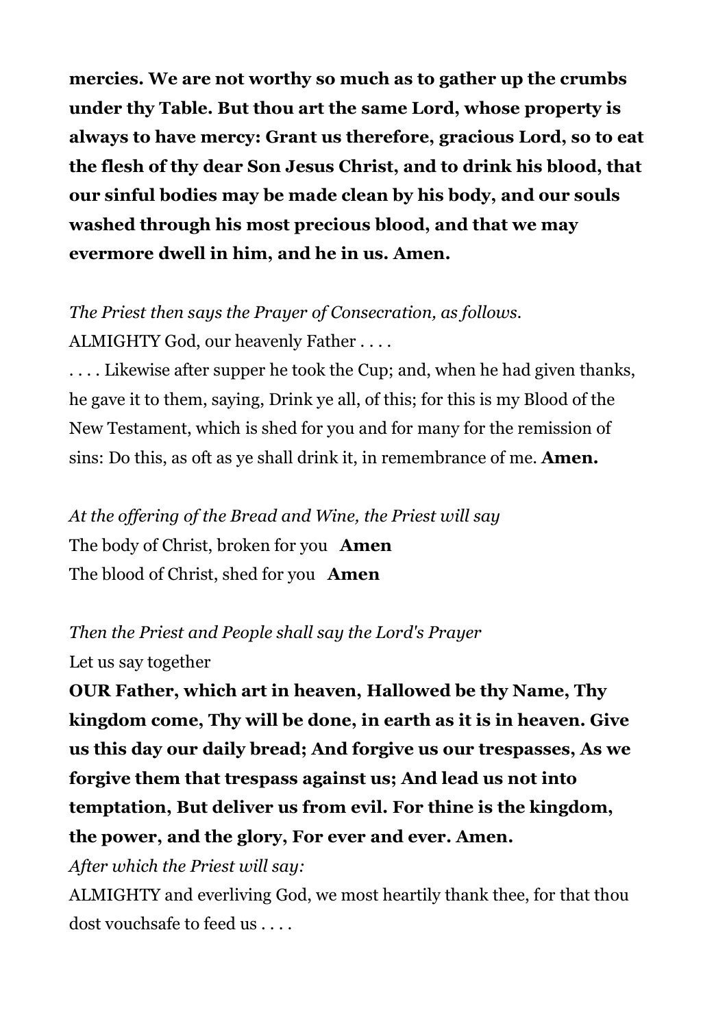**mercies. We are not worthy so much as to gather up the crumbs under thy Table. But thou art the same Lord, whose property is always to have mercy: Grant us therefore, gracious Lord, so to eat the flesh of thy dear Son Jesus Christ, and to drink his blood, that our sinful bodies may be made clean by his body, and our souls washed through his most precious blood, and that we may evermore dwell in him, and he in us. Amen.**

*The Priest then says the Prayer of Consecration, as follows.*
ALMIGHTY God, our heavenly Father . . . .

. . . . Likewise after supper he took the Cup; and, when he had given thanks, he gave it to them, saying, Drink ye all, of this; for this is my Blood of the New Testament, which is shed for you and for many for the remission of sins: Do this, as oft as ye shall drink it, in remembrance of me. **Amen.**

*At the offering of the Bread and Wine, the Priest will say*
The body of Christ, broken for you **Amen**
The blood of Christ, shed for you **Amen**

*Then the Priest and People shall say the Lord's Prayer*
Let us say together
**OUR Father, which art in heaven, Hallowed be thy Name, Thy kingdom come, Thy will be done, in earth as it is in heaven. Give us this day our daily bread; And forgive us our trespasses, As we forgive them that trespass against us; And lead us not into temptation, But deliver us from evil. For thine is the kingdom, the power, and the glory, For ever and ever. Amen.**
*After which the Priest will say:*
ALMIGHTY and everliving God, we most heartily thank thee, for that thou dost vouchsafe to feed us . . . .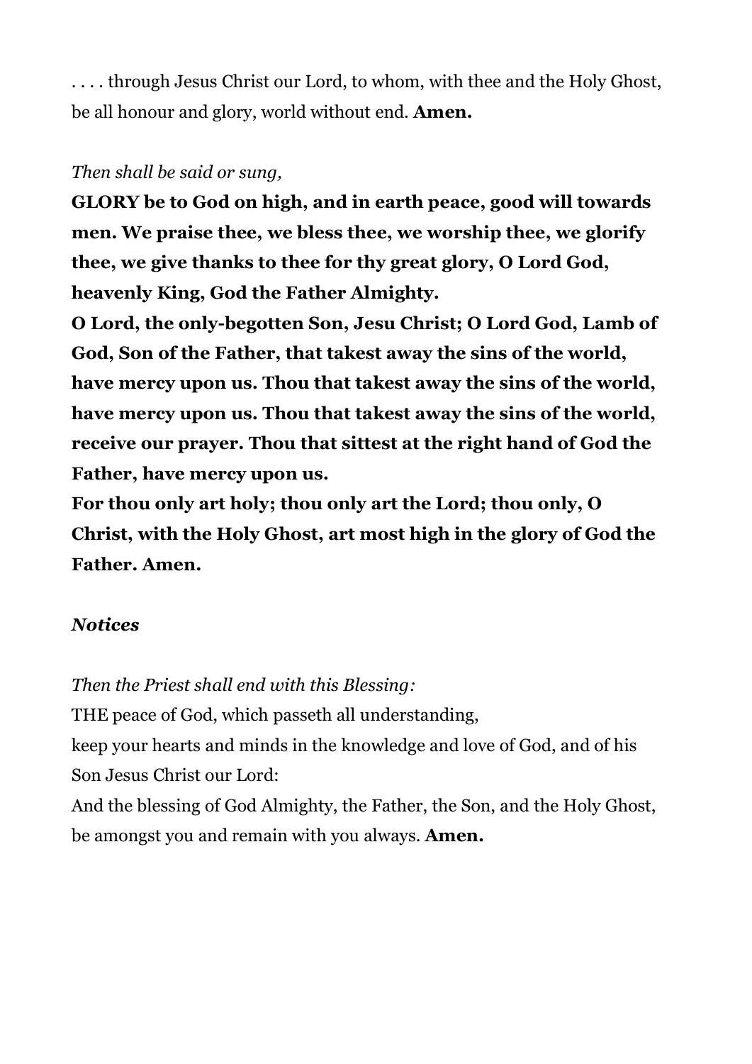. . . . through Jesus Christ our Lord, to whom, with thee and the Holy Ghost, be all honour and glory, world without end. **Amen.**

*Then shall be said or sung,*

**GLORY be to God on high, and in earth peace, good will towards men. We praise thee, we bless thee, we worship thee, we glorify thee, we give thanks to thee for thy great glory, O Lord God, heavenly King, God the Father Almighty.**

**O Lord, the only-begotten Son, Jesu Christ; O Lord God, Lamb of God, Son of the Father, that takest away the sins of the world, have mercy upon us. Thou that takest away the sins of the world, have mercy upon us. Thou that takest away the sins of the world, receive our prayer. Thou that sittest at the right hand of God the Father, have mercy upon us.**

**For thou only art holy; thou only art the Lord; thou only, O Christ, with the Holy Ghost, art most high in the glory of God the Father. Amen.**

***Notices***

*Then the Priest shall end with this Blessing:*

THE peace of God, which passeth all understanding,

keep your hearts and minds in the knowledge and love of God, and of his Son Jesus Christ our Lord:

And the blessing of God Almighty, the Father, the Son, and the Holy Ghost, be amongst you and remain with you always. **Amen.**